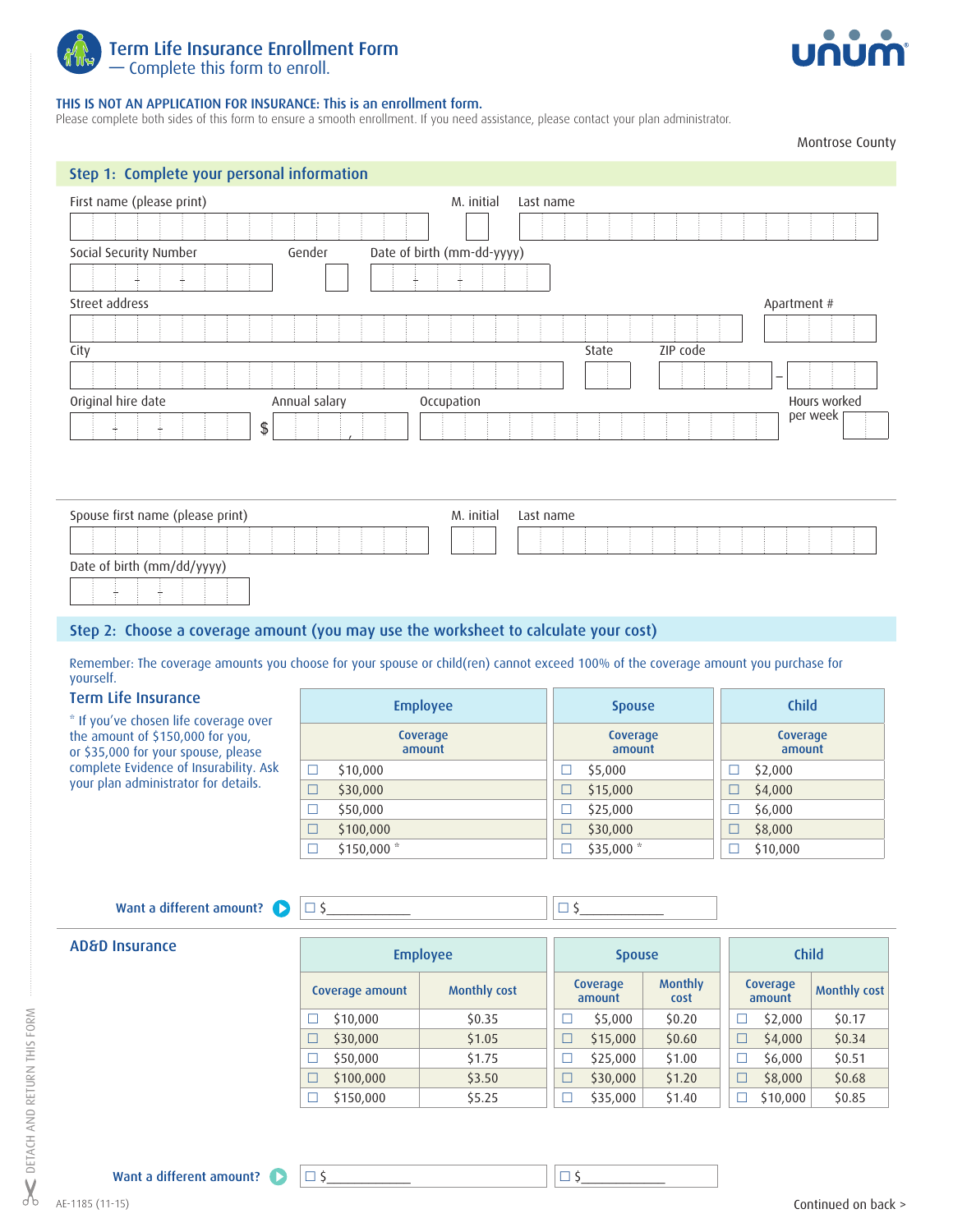# Term Life Insurance Enrollment Form
— Complete this form to enroll.

unum

**THIS IS NOT AN APPLICATION FOR INSURANCE: This is an enrollment form.**
Please complete both sides of this form to ensure a smooth enrollment. If you need assistance, please contact your plan administrator.

Montrose County

## Step 1: Complete your personal information

First name (please print) ______ M. initial ______ Last name ______

Social Security Number ___-__-____ Gender ______ Date of birth (mm-dd-yyyy) __-__-____

Street address ______ Apartment # ______

City ______ State ______ ZIP code ______–______

Original hire date __-__-____ Annual salary $______,______ Occupation ______ Hours worked per week ______

Spouse first name (please print) ______ M. initial ______ Last name ______

Date of birth (mm/dd/yyyy) __/__/____

## Step 2: Choose a coverage amount (you may use the worksheet to calculate your cost)

Remember: The coverage amounts you choose for your spouse or child(ren) cannot exceed 100% of the coverage amount you purchase for yourself.

### Term Life Insurance

\* If you've chosen life coverage over the amount of $150,000 for you, or $35,000 for your spouse, please complete Evidence of Insurability. Ask your plan administrator for details.

| Employee | Spouse | Child |
|---|---|---|
| Coverage amount | Coverage amount | Coverage amount |
| ☐ $10,000 | ☐ $5,000 | ☐ $2,000 |
| ☐ $30,000 | ☐ $15,000 | ☐ $4,000 |
| ☐ $50,000 | ☐ $25,000 | ☐ $6,000 |
| ☐ $100,000 | ☐ $30,000 | ☐ $8,000 |
| ☐ $150,000 * | ☐ $35,000 * | ☐ $10,000 |
| Want a different amount? ☐ $______ | ☐ $______ | |

### AD&D Insurance

| Employee | | Spouse | | Child | |
|---|---|---|---|---|---|
| Coverage amount | Monthly cost | Coverage amount | Monthly cost | Coverage amount | Monthly cost |
| ☐ $10,000 | $0.35 | ☐ $5,000 | $0.20 | ☐ $2,000 | $0.17 |
| ☐ $30,000 | $1.05 | ☐ $15,000 | $0.60 | ☐ $4,000 | $0.34 |
| ☐ $50,000 | $1.75 | ☐ $25,000 | $1.00 | ☐ $6,000 | $0.51 |
| ☐ $100,000 | $3.50 | ☐ $30,000 | $1.20 | ☐ $8,000 | $0.68 |
| ☐ $150,000 | $5.25 | ☐ $35,000 | $1.40 | ☐ $10,000 | $0.85 |
| Want a different amount? ☐ $______ | | ☐ $______ | | | |

DETACH AND RETURN THIS FORM

AE-1185 (11-15)

Continued on back >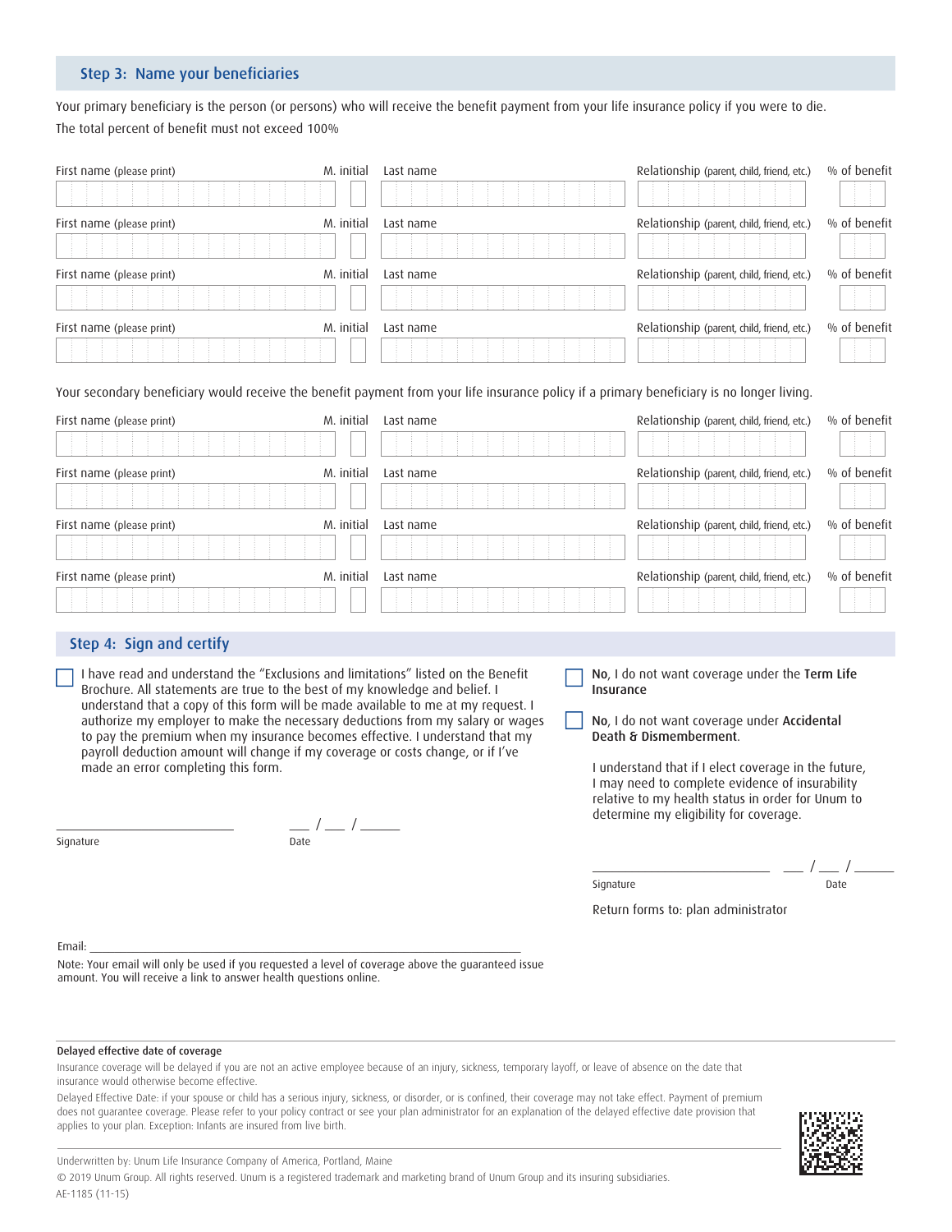## Step 3: Name your beneficiaries

Your primary beneficiary is the person (or persons) who will receive the benefit payment from your life insurance policy if you were to die.
The total percent of benefit must not exceed 100%

| First name (please print) | M. initial | Last name | Relationship (parent, child, friend, etc.) | % of benefit |
|---|---|---|---|---|
| | | | | |
| | | | | |
| | | | | |
| | | | | |

Your secondary beneficiary would receive the benefit payment from your life insurance policy if a primary beneficiary is no longer living.

| First name (please print) | M. initial | Last name | Relationship (parent, child, friend, etc.) | % of benefit |
|---|---|---|---|---|
| | | | | |
| | | | | |
| | | | | |
| | | | | |

## Step 4: Sign and certify

☐ I have read and understand the "Exclusions and limitations" listed on the Benefit Brochure. All statements are true to the best of my knowledge and belief. I understand that a copy of this form will be made available to me at my request. I authorize my employer to make the necessary deductions from my salary or wages to pay the premium when my insurance becomes effective. I understand that my payroll deduction amount will change if my coverage or costs change, or if I've made an error completing this form.

______________________ ___ / ___ / _____
Signature Date

Email: ____________________________________________

Note: Your email will only be used if you requested a level of coverage above the guaranteed issue amount. You will receive a link to answer health questions online.

☐ **No**, I do not want coverage under the **Term Life Insurance**

☐ **No**, I do not want coverage under **Accidental Death & Dismemberment**.

I understand that if I elect coverage in the future, I may need to complete evidence of insurability relative to my health status in order for Unum to determine my eligibility for coverage.

______________________ ___ / ___ / _____
Signature Date

Return forms to: plan administrator

**Delayed effective date of coverage**

Insurance coverage will be delayed if you are not an active employee because of an injury, sickness, temporary layoff, or leave of absence on the date that insurance would otherwise become effective.

Delayed Effective Date: if your spouse or child has a serious injury, sickness, or disorder, or is confined, their coverage may not take effect. Payment of premium does not guarantee coverage. Please refer to your policy contract or see your plan administrator for an explanation of the delayed effective date provision that applies to your plan. Exception: Infants are insured from live birth.

Underwritten by: Unum Life Insurance Company of America, Portland, Maine

© 2019 Unum Group. All rights reserved. Unum is a registered trademark and marketing brand of Unum Group and its insuring subsidiaries.

AE-1185 (11-15)